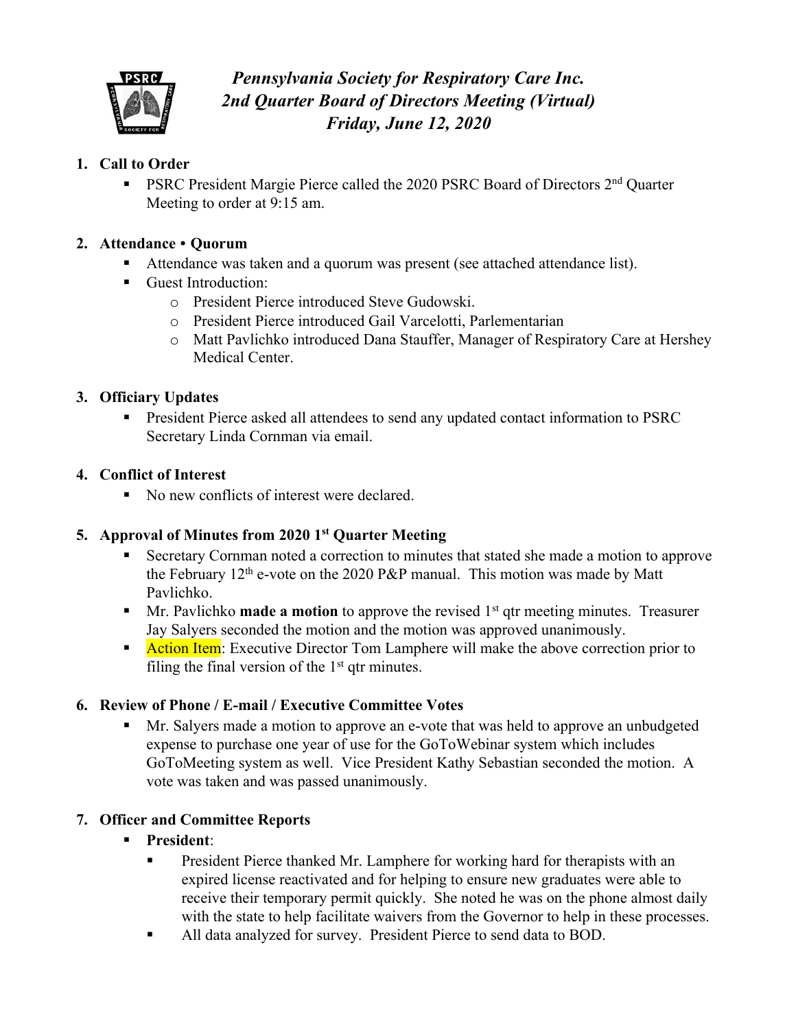# *Pennsylvania Society for Respiratory Care Inc.*
## *2nd Quarter Board of Directors Meeting (Virtual)*
## *Friday, June 12, 2020*

1. **Call to Order**
   - PSRC President Margie Pierce called the 2020 PSRC Board of Directors 2nd Quarter Meeting to order at 9:15 am.

2. **Attendance • Quorum**
   - Attendance was taken and a quorum was present (see attached attendance list).
   - Guest Introduction:
     - President Pierce introduced Steve Gudowski.
     - President Pierce introduced Gail Varcelotti, Parlementarian
     - Matt Pavlichko introduced Dana Stauffer, Manager of Respiratory Care at Hershey Medical Center.

3. **Officiary Updates**
   - President Pierce asked all attendees to send any updated contact information to PSRC Secretary Linda Cornman via email.

4. **Conflict of Interest**
   - No new conflicts of interest were declared.

5. **Approval of Minutes from 2020 1st Quarter Meeting**
   - Secretary Cornman noted a correction to minutes that stated she made a motion to approve the February 12th e-vote on the 2020 P&P manual. This motion was made by Matt Pavlichko.
   - Mr. Pavlichko **made a motion** to approve the revised 1st qtr meeting minutes. Treasurer Jay Salyers seconded the motion and the motion was approved unanimously.
   - Action Item: Executive Director Tom Lamphere will make the above correction prior to filing the final version of the 1st qtr minutes.

6. **Review of Phone / E-mail / Executive Committee Votes**
   - Mr. Salyers made a motion to approve an e-vote that was held to approve an unbudgeted expense to purchase one year of use for the GoToWebinar system which includes GoToMeeting system as well. Vice President Kathy Sebastian seconded the motion. A vote was taken and was passed unanimously.

7. **Officer and Committee Reports**
   - **President**:
     - President Pierce thanked Mr. Lamphere for working hard for therapists with an expired license reactivated and for helping to ensure new graduates were able to receive their temporary permit quickly. She noted he was on the phone almost daily with the state to help facilitate waivers from the Governor to help in these processes.
     - All data analyzed for survey. President Pierce to send data to BOD.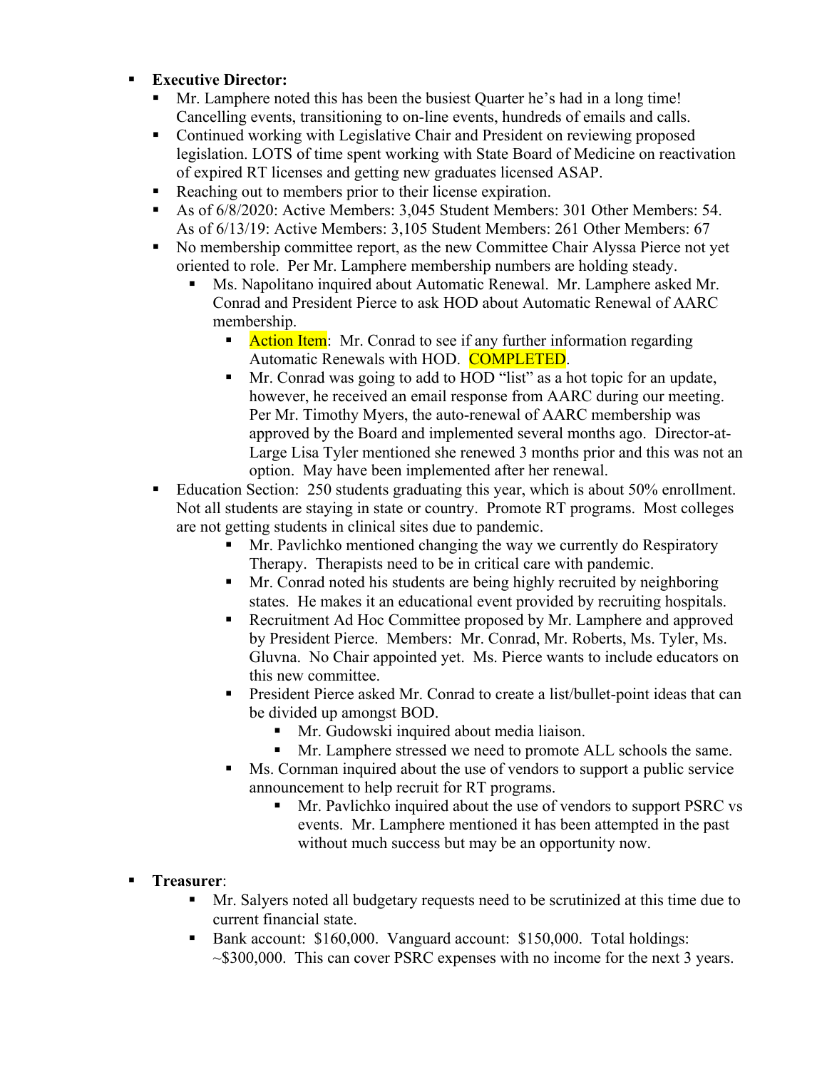- **Executive Director:**
  - Mr. Lamphere noted this has been the busiest Quarter he's had in a long time! Cancelling events, transitioning to on-line events, hundreds of emails and calls.
  - Continued working with Legislative Chair and President on reviewing proposed legislation. LOTS of time spent working with State Board of Medicine on reactivation of expired RT licenses and getting new graduates licensed ASAP.
  - Reaching out to members prior to their license expiration.
  - As of 6/8/2020: Active Members: 3,045 Student Members: 301 Other Members: 54. As of 6/13/19: Active Members: 3,105 Student Members: 261 Other Members: 67
  - No membership committee report, as the new Committee Chair Alyssa Pierce not yet oriented to role. Per Mr. Lamphere membership numbers are holding steady.
    - Ms. Napolitano inquired about Automatic Renewal. Mr. Lamphere asked Mr. Conrad and President Pierce to ask HOD about Automatic Renewal of AARC membership.
      - Action Item: Mr. Conrad to see if any further information regarding Automatic Renewals with HOD. COMPLETED.
      - Mr. Conrad was going to add to HOD "list" as a hot topic for an update, however, he received an email response from AARC during our meeting. Per Mr. Timothy Myers, the auto-renewal of AARC membership was approved by the Board and implemented several months ago. Director-at-Large Lisa Tyler mentioned she renewed 3 months prior and this was not an option. May have been implemented after her renewal.
  - Education Section: 250 students graduating this year, which is about 50% enrollment. Not all students are staying in state or country. Promote RT programs. Most colleges are not getting students in clinical sites due to pandemic.
    - Mr. Pavlichko mentioned changing the way we currently do Respiratory Therapy. Therapists need to be in critical care with pandemic.
    - Mr. Conrad noted his students are being highly recruited by neighboring states. He makes it an educational event provided by recruiting hospitals.
    - Recruitment Ad Hoc Committee proposed by Mr. Lamphere and approved by President Pierce. Members: Mr. Conrad, Mr. Roberts, Ms. Tyler, Ms. Gluvna. No Chair appointed yet. Ms. Pierce wants to include educators on this new committee.
    - President Pierce asked Mr. Conrad to create a list/bullet-point ideas that can be divided up amongst BOD.
      - Mr. Gudowski inquired about media liaison.
      - Mr. Lamphere stressed we need to promote ALL schools the same.
    - Ms. Cornman inquired about the use of vendors to support a public service announcement to help recruit for RT programs.
      - Mr. Pavlichko inquired about the use of vendors to support PSRC vs events. Mr. Lamphere mentioned it has been attempted in the past without much success but may be an opportunity now.

- **Treasurer**:
  - Mr. Salyers noted all budgetary requests need to be scrutinized at this time due to current financial state.
  - Bank account: $160,000. Vanguard account: $150,000. Total holdings: ~$300,000. This can cover PSRC expenses with no income for the next 3 years.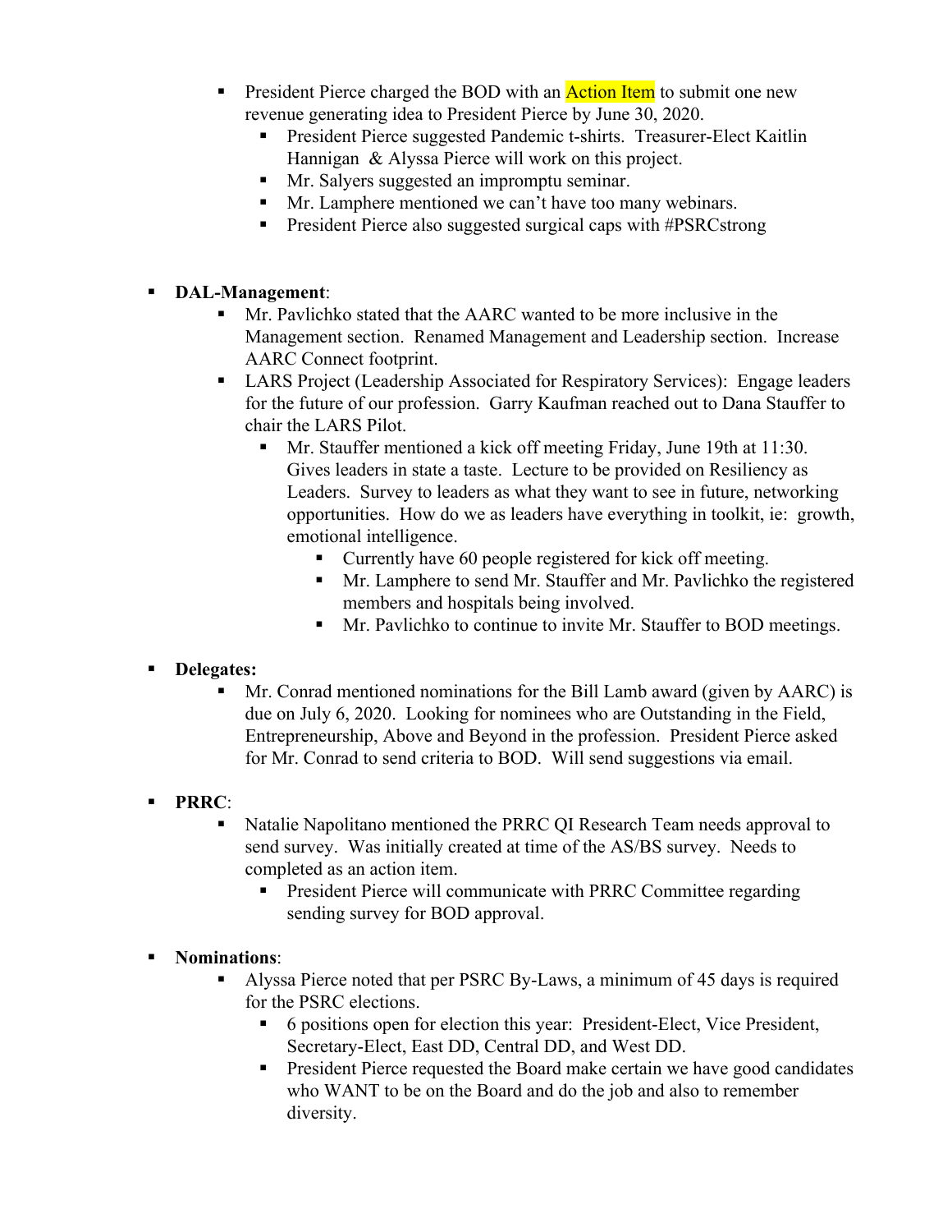- President Pierce charged the BOD with an Action Item to submit one new revenue generating idea to President Pierce by June 30, 2020.
  - President Pierce suggested Pandemic t-shirts. Treasurer-Elect Kaitlin Hannigan & Alyssa Pierce will work on this project.
  - Mr. Salyers suggested an impromptu seminar.
  - Mr. Lamphere mentioned we can't have too many webinars.
  - President Pierce also suggested surgical caps with #PSRCstrong

- **DAL-Management**:
  - Mr. Pavlichko stated that the AARC wanted to be more inclusive in the Management section. Renamed Management and Leadership section. Increase AARC Connect footprint.
  - LARS Project (Leadership Associated for Respiratory Services): Engage leaders for the future of our profession. Garry Kaufman reached out to Dana Stauffer to chair the LARS Pilot.
    - Mr. Stauffer mentioned a kick off meeting Friday, June 19th at 11:30. Gives leaders in state a taste. Lecture to be provided on Resiliency as Leaders. Survey to leaders as what they want to see in future, networking opportunities. How do we as leaders have everything in toolkit, ie: growth, emotional intelligence.
      - Currently have 60 people registered for kick off meeting.
      - Mr. Lamphere to send Mr. Stauffer and Mr. Pavlichko the registered members and hospitals being involved.
      - Mr. Pavlichko to continue to invite Mr. Stauffer to BOD meetings.

- **Delegates:**
  - Mr. Conrad mentioned nominations for the Bill Lamb award (given by AARC) is due on July 6, 2020. Looking for nominees who are Outstanding in the Field, Entrepreneurship, Above and Beyond in the profession. President Pierce asked for Mr. Conrad to send criteria to BOD. Will send suggestions via email.

- **PRRC**:
  - Natalie Napolitano mentioned the PRRC QI Research Team needs approval to send survey. Was initially created at time of the AS/BS survey. Needs to completed as an action item.
    - President Pierce will communicate with PRRC Committee regarding sending survey for BOD approval.

- **Nominations**:
  - Alyssa Pierce noted that per PSRC By-Laws, a minimum of 45 days is required for the PSRC elections.
    - 6 positions open for election this year: President-Elect, Vice President, Secretary-Elect, East DD, Central DD, and West DD.
    - President Pierce requested the Board make certain we have good candidates who WANT to be on the Board and do the job and also to remember diversity.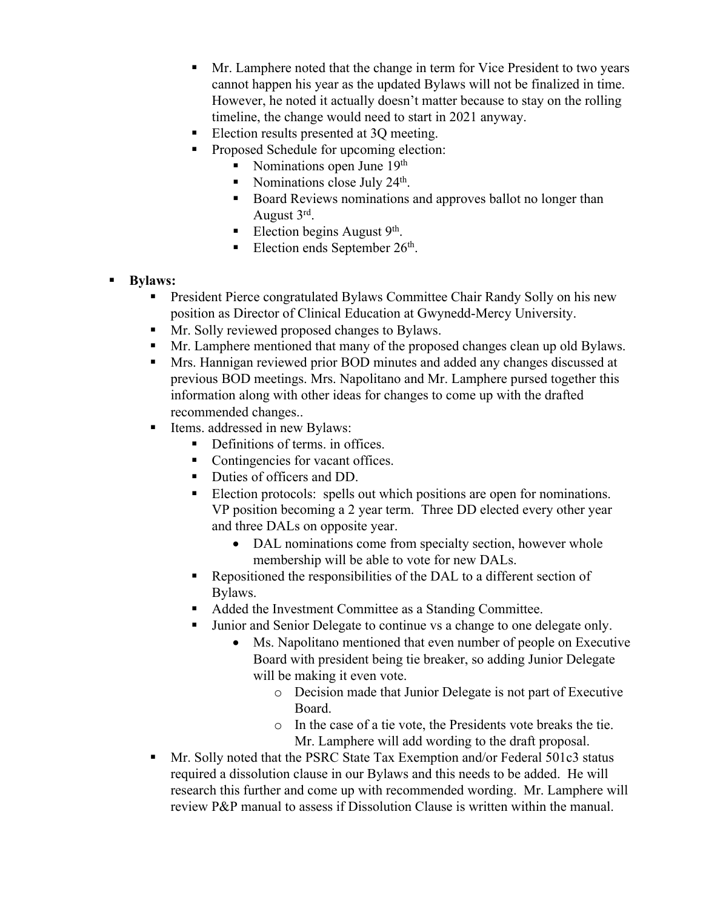- Mr. Lamphere noted that the change in term for Vice President to two years cannot happen his year as the updated Bylaws will not be finalized in time. However, he noted it actually doesn't matter because to stay on the rolling timeline, the change would need to start in 2021 anyway.
- Election results presented at 3Q meeting.
- Proposed Schedule for upcoming election:
  - Nominations open June 19th
  - Nominations close July 24th.
  - Board Reviews nominations and approves ballot no longer than August 3rd.
  - Election begins August 9th.
  - Election ends September 26th.

- **Bylaws:**
  - President Pierce congratulated Bylaws Committee Chair Randy Solly on his new position as Director of Clinical Education at Gwynedd-Mercy University.
  - Mr. Solly reviewed proposed changes to Bylaws.
  - Mr. Lamphere mentioned that many of the proposed changes clean up old Bylaws.
  - Mrs. Hannigan reviewed prior BOD minutes and added any changes discussed at previous BOD meetings. Mrs. Napolitano and Mr. Lamphere pursed together this information along with other ideas for changes to come up with the drafted recommended changes..
  - Items. addressed in new Bylaws:
    - Definitions of terms. in offices.
    - Contingencies for vacant offices.
    - Duties of officers and DD.
    - Election protocols: spells out which positions are open for nominations. VP position becoming a 2 year term. Three DD elected every other year and three DALs on opposite year.
      - DAL nominations come from specialty section, however whole membership will be able to vote for new DALs.
    - Repositioned the responsibilities of the DAL to a different section of Bylaws.
    - Added the Investment Committee as a Standing Committee.
    - Junior and Senior Delegate to continue vs a change to one delegate only.
      - Ms. Napolitano mentioned that even number of people on Executive Board with president being tie breaker, so adding Junior Delegate will be making it even vote.
        - Decision made that Junior Delegate is not part of Executive Board.
        - In the case of a tie vote, the Presidents vote breaks the tie. Mr. Lamphere will add wording to the draft proposal.
  - Mr. Solly noted that the PSRC State Tax Exemption and/or Federal 501c3 status required a dissolution clause in our Bylaws and this needs to be added. He will research this further and come up with recommended wording. Mr. Lamphere will review P&P manual to assess if Dissolution Clause is written within the manual.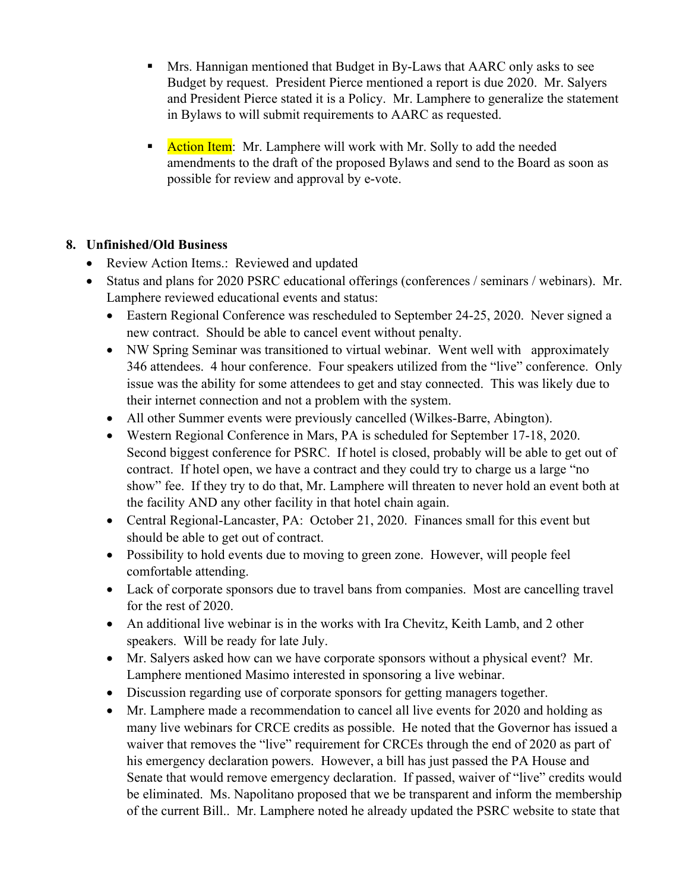- Mrs. Hannigan mentioned that Budget in By-Laws that AARC only asks to see Budget by request. President Pierce mentioned a report is due 2020. Mr. Salyers and President Pierce stated it is a Policy. Mr. Lamphere to generalize the statement in Bylaws to will submit requirements to AARC as requested.

- Action Item: Mr. Lamphere will work with Mr. Solly to add the needed amendments to the draft of the proposed Bylaws and send to the Board as soon as possible for review and approval by e-vote.

**8. Unfinished/Old Business**

- Review Action Items.: Reviewed and updated
- Status and plans for 2020 PSRC educational offerings (conferences / seminars / webinars). Mr. Lamphere reviewed educational events and status:
  - Eastern Regional Conference was rescheduled to September 24-25, 2020. Never signed a new contract. Should be able to cancel event without penalty.
  - NW Spring Seminar was transitioned to virtual webinar. Went well with approximately 346 attendees. 4 hour conference. Four speakers utilized from the "live" conference. Only issue was the ability for some attendees to get and stay connected. This was likely due to their internet connection and not a problem with the system.
  - All other Summer events were previously cancelled (Wilkes-Barre, Abington).
  - Western Regional Conference in Mars, PA is scheduled for September 17-18, 2020. Second biggest conference for PSRC. If hotel is closed, probably will be able to get out of contract. If hotel open, we have a contract and they could try to charge us a large "no show" fee. If they try to do that, Mr. Lamphere will threaten to never hold an event both at the facility AND any other facility in that hotel chain again.
  - Central Regional-Lancaster, PA: October 21, 2020. Finances small for this event but should be able to get out of contract.
  - Possibility to hold events due to moving to green zone. However, will people feel comfortable attending.
  - Lack of corporate sponsors due to travel bans from companies. Most are cancelling travel for the rest of 2020.
  - An additional live webinar is in the works with Ira Chevitz, Keith Lamb, and 2 other speakers. Will be ready for late July.
  - Mr. Salyers asked how can we have corporate sponsors without a physical event? Mr. Lamphere mentioned Masimo interested in sponsoring a live webinar.
  - Discussion regarding use of corporate sponsors for getting managers together.
  - Mr. Lamphere made a recommendation to cancel all live events for 2020 and holding as many live webinars for CRCE credits as possible. He noted that the Governor has issued a waiver that removes the "live" requirement for CRCEs through the end of 2020 as part of his emergency declaration powers. However, a bill has just passed the PA House and Senate that would remove emergency declaration. If passed, waiver of "live" credits would be eliminated. Ms. Napolitano proposed that we be transparent and inform the membership of the current Bill.. Mr. Lamphere noted he already updated the PSRC website to state that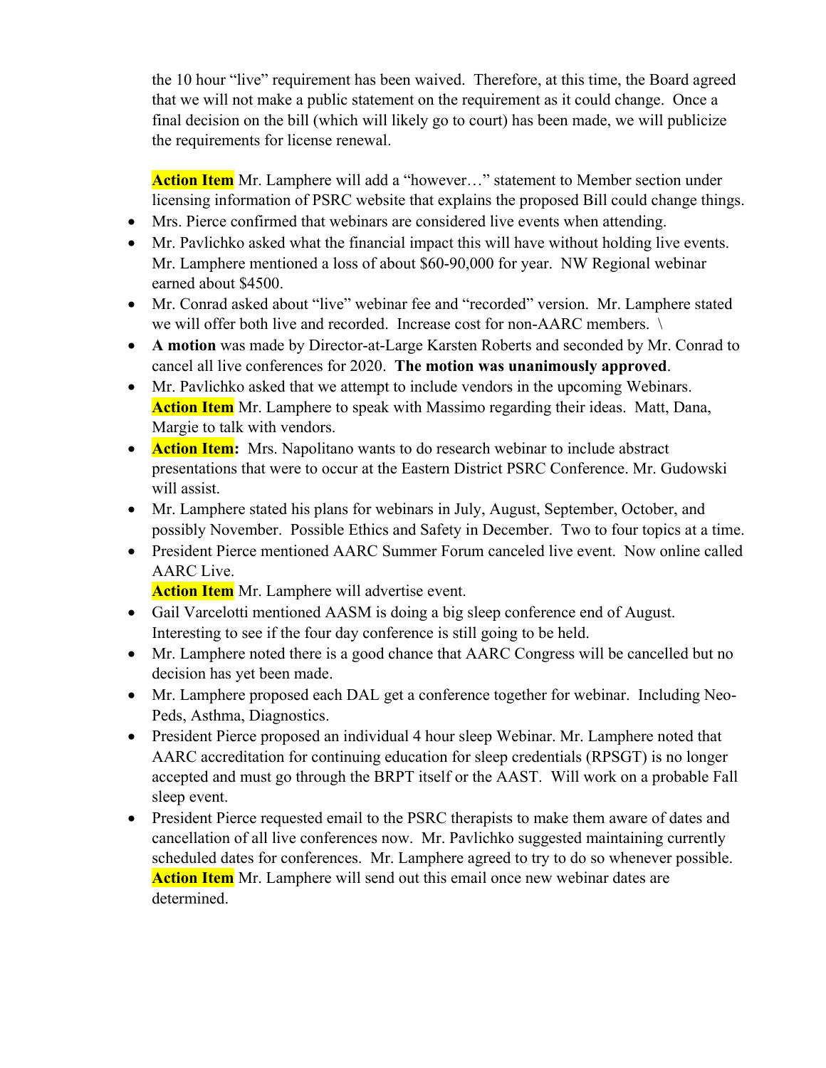the 10 hour "live" requirement has been waived. Therefore, at this time, the Board agreed that we will not make a public statement on the requirement as it could change. Once a final decision on the bill (which will likely go to court) has been made, we will publicize the requirements for license renewal.

**Action Item** Mr. Lamphere will add a "however…" statement to Member section under licensing information of PSRC website that explains the proposed Bill could change things.

- Mrs. Pierce confirmed that webinars are considered live events when attending.
- Mr. Pavlichko asked what the financial impact this will have without holding live events. Mr. Lamphere mentioned a loss of about $60-90,000 for year. NW Regional webinar earned about $4500.
- Mr. Conrad asked about "live" webinar fee and "recorded" version. Mr. Lamphere stated we will offer both live and recorded. Increase cost for non-AARC members. \
- **A motion** was made by Director-at-Large Karsten Roberts and seconded by Mr. Conrad to cancel all live conferences for 2020. **The motion was unanimously approved**.
- Mr. Pavlichko asked that we attempt to include vendors in the upcoming Webinars. **Action Item** Mr. Lamphere to speak with Massimo regarding their ideas. Matt, Dana, Margie to talk with vendors.
- **Action Item:** Mrs. Napolitano wants to do research webinar to include abstract presentations that were to occur at the Eastern District PSRC Conference. Mr. Gudowski will assist.
- Mr. Lamphere stated his plans for webinars in July, August, September, October, and possibly November. Possible Ethics and Safety in December. Two to four topics at a time.
- President Pierce mentioned AARC Summer Forum canceled live event. Now online called AARC Live.
  **Action Item** Mr. Lamphere will advertise event.
- Gail Varcelotti mentioned AASM is doing a big sleep conference end of August. Interesting to see if the four day conference is still going to be held.
- Mr. Lamphere noted there is a good chance that AARC Congress will be cancelled but no decision has yet been made.
- Mr. Lamphere proposed each DAL get a conference together for webinar. Including Neo-Peds, Asthma, Diagnostics.
- President Pierce proposed an individual 4 hour sleep Webinar. Mr. Lamphere noted that AARC accreditation for continuing education for sleep credentials (RPSGT) is no longer accepted and must go through the BRPT itself or the AAST. Will work on a probable Fall sleep event.
- President Pierce requested email to the PSRC therapists to make them aware of dates and cancellation of all live conferences now. Mr. Pavlichko suggested maintaining currently scheduled dates for conferences. Mr. Lamphere agreed to try to do so whenever possible. **Action Item** Mr. Lamphere will send out this email once new webinar dates are determined.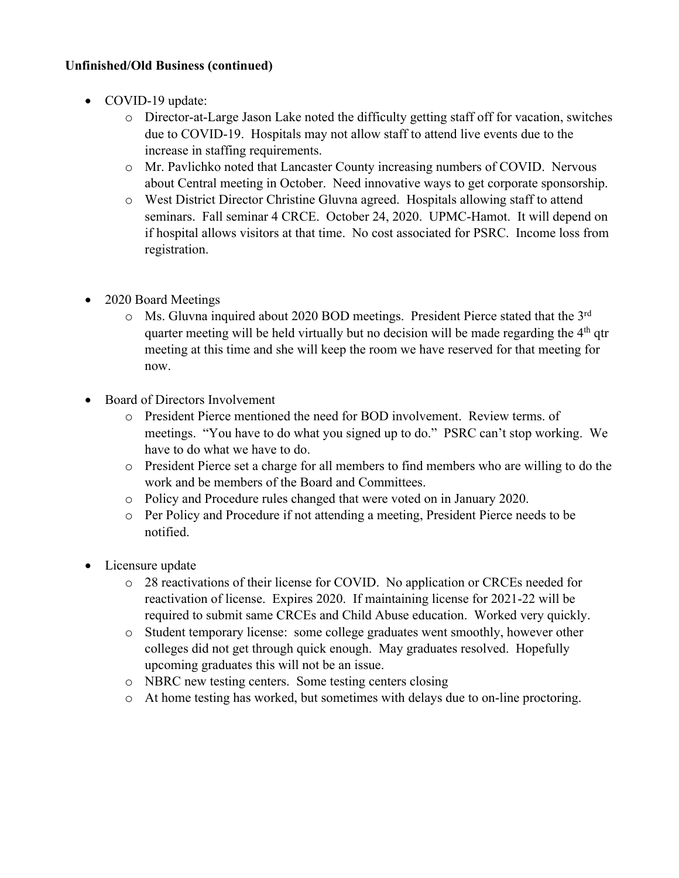**Unfinished/Old Business (continued)**

- COVID-19 update:
    - Director-at-Large Jason Lake noted the difficulty getting staff off for vacation, switches due to COVID-19. Hospitals may not allow staff to attend live events due to the increase in staffing requirements.
    - Mr. Pavlichko noted that Lancaster County increasing numbers of COVID. Nervous about Central meeting in October. Need innovative ways to get corporate sponsorship.
    - West District Director Christine Gluvna agreed. Hospitals allowing staff to attend seminars. Fall seminar 4 CRCE. October 24, 2020. UPMC-Hamot. It will depend on if hospital allows visitors at that time. No cost associated for PSRC. Income loss from registration.

- 2020 Board Meetings
    - Ms. Gluvna inquired about 2020 BOD meetings. President Pierce stated that the 3rd quarter meeting will be held virtually but no decision will be made regarding the 4th qtr meeting at this time and she will keep the room we have reserved for that meeting for now.

- Board of Directors Involvement
    - President Pierce mentioned the need for BOD involvement. Review terms. of meetings. "You have to do what you signed up to do." PSRC can't stop working. We have to do what we have to do.
    - President Pierce set a charge for all members to find members who are willing to do the work and be members of the Board and Committees.
    - Policy and Procedure rules changed that were voted on in January 2020.
    - Per Policy and Procedure if not attending a meeting, President Pierce needs to be notified.

- Licensure update
    - 28 reactivations of their license for COVID. No application or CRCEs needed for reactivation of license. Expires 2020. If maintaining license for 2021-22 will be required to submit same CRCEs and Child Abuse education. Worked very quickly.
    - Student temporary license: some college graduates went smoothly, however other colleges did not get through quick enough. May graduates resolved. Hopefully upcoming graduates this will not be an issue.
    - NBRC new testing centers. Some testing centers closing
    - At home testing has worked, but sometimes with delays due to on-line proctoring.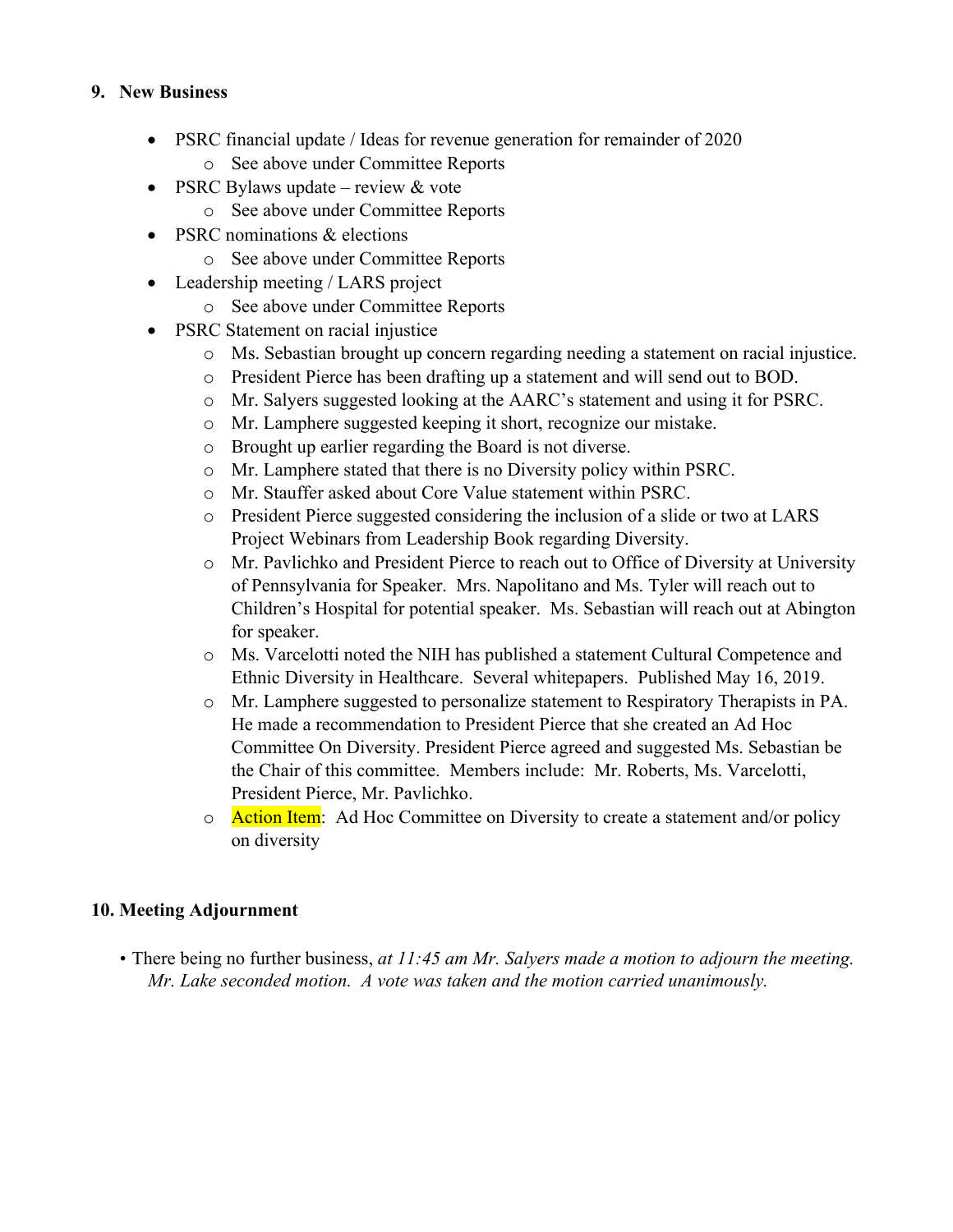## 9. New Business

- PSRC financial update / Ideas for revenue generation for remainder of 2020
  - See above under Committee Reports
- PSRC Bylaws update – review & vote
  - See above under Committee Reports
- PSRC nominations & elections
  - See above under Committee Reports
- Leadership meeting / LARS project
  - See above under Committee Reports
- PSRC Statement on racial injustice
  - Ms. Sebastian brought up concern regarding needing a statement on racial injustice.
  - President Pierce has been drafting up a statement and will send out to BOD.
  - Mr. Salyers suggested looking at the AARC's statement and using it for PSRC.
  - Mr. Lamphere suggested keeping it short, recognize our mistake.
  - Brought up earlier regarding the Board is not diverse.
  - Mr. Lamphere stated that there is no Diversity policy within PSRC.
  - Mr. Stauffer asked about Core Value statement within PSRC.
  - President Pierce suggested considering the inclusion of a slide or two at LARS Project Webinars from Leadership Book regarding Diversity.
  - Mr. Pavlichko and President Pierce to reach out to Office of Diversity at University of Pennsylvania for Speaker. Mrs. Napolitano and Ms. Tyler will reach out to Children's Hospital for potential speaker. Ms. Sebastian will reach out at Abington for speaker.
  - Ms. Varcelotti noted the NIH has published a statement Cultural Competence and Ethnic Diversity in Healthcare. Several whitepapers. Published May 16, 2019.
  - Mr. Lamphere suggested to personalize statement to Respiratory Therapists in PA. He made a recommendation to President Pierce that she created an Ad Hoc Committee On Diversity. President Pierce agreed and suggested Ms. Sebastian be the Chair of this committee. Members include: Mr. Roberts, Ms. Varcelotti, President Pierce, Mr. Pavlichko.
  - Action Item: Ad Hoc Committee on Diversity to create a statement and/or policy on diversity

## 10. Meeting Adjournment

- There being no further business, *at 11:45 am Mr. Salyers made a motion to adjourn the meeting. Mr. Lake seconded motion. A vote was taken and the motion carried unanimously.*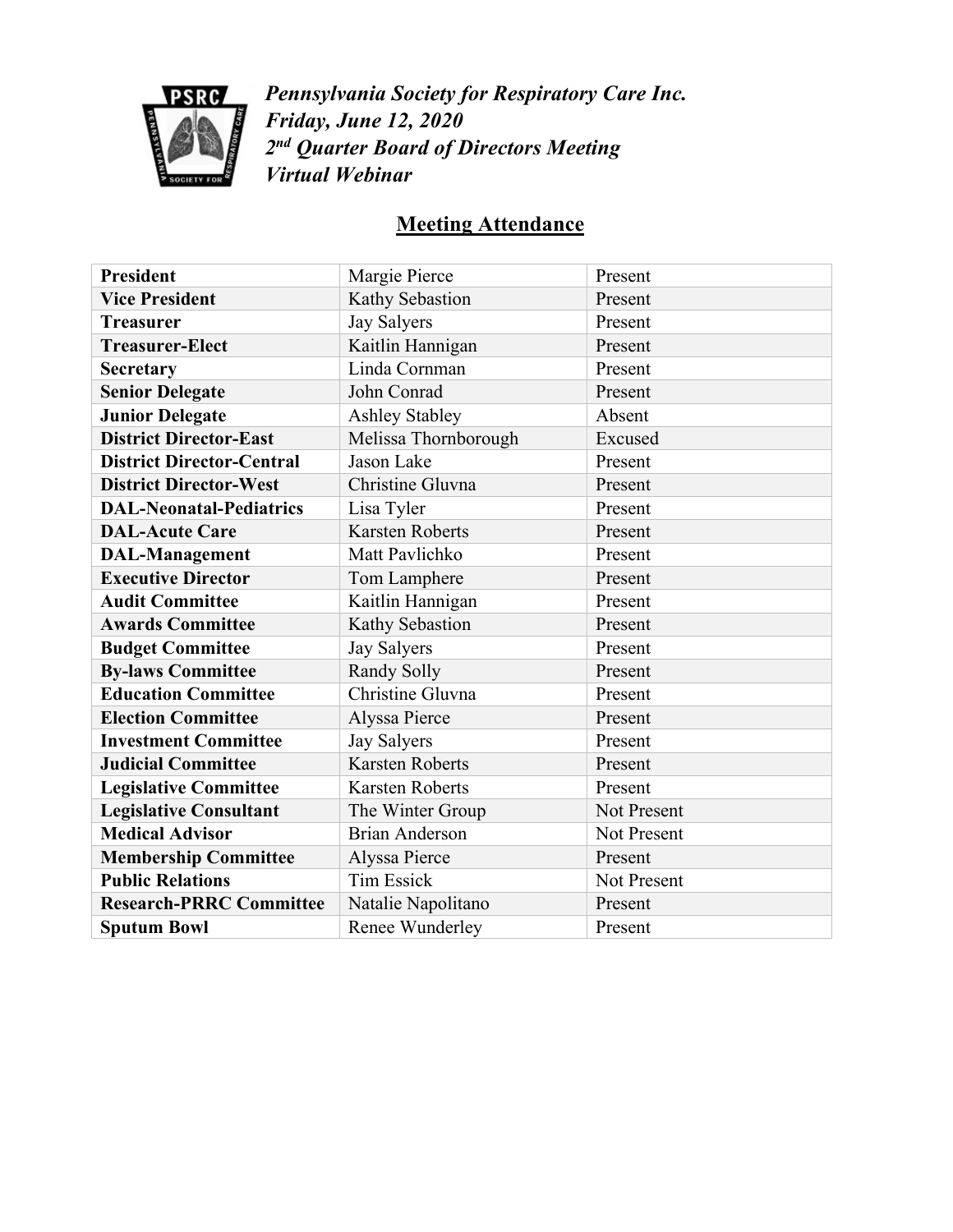***Pennsylvania Society for Respiratory Care Inc.***
***Friday, June 12, 2020***
***2nd Quarter Board of Directors Meeting***
***Virtual Webinar***

## Meeting Attendance

| | | |
|---|---|---|
| **President** | Margie Pierce | Present |
| **Vice President** | Kathy Sebastion | Present |
| **Treasurer** | Jay Salyers | Present |
| **Treasurer-Elect** | Kaitlin Hannigan | Present |
| **Secretary** | Linda Cornman | Present |
| **Senior Delegate** | John Conrad | Present |
| **Junior Delegate** | Ashley Stabley | Absent |
| **District Director-East** | Melissa Thornborough | Excused |
| **District Director-Central** | Jason Lake | Present |
| **District Director-West** | Christine Gluvna | Present |
| **DAL-Neonatal-Pediatrics** | Lisa Tyler | Present |
| **DAL-Acute Care** | Karsten Roberts | Present |
| **DAL-Management** | Matt Pavlichko | Present |
| **Executive Director** | Tom Lamphere | Present |
| **Audit Committee** | Kaitlin Hannigan | Present |
| **Awards Committee** | Kathy Sebastion | Present |
| **Budget Committee** | Jay Salyers | Present |
| **By-laws Committee** | Randy Solly | Present |
| **Education Committee** | Christine Gluvna | Present |
| **Election Committee** | Alyssa Pierce | Present |
| **Investment Committee** | Jay Salyers | Present |
| **Judicial Committee** | Karsten Roberts | Present |
| **Legislative Committee** | Karsten Roberts | Present |
| **Legislative Consultant** | The Winter Group | Not Present |
| **Medical Advisor** | Brian Anderson | Not Present |
| **Membership Committee** | Alyssa Pierce | Present |
| **Public Relations** | Tim Essick | Not Present |
| **Research-PRRC Committee** | Natalie Napolitano | Present |
| **Sputum Bowl** | Renee Wunderley | Present |